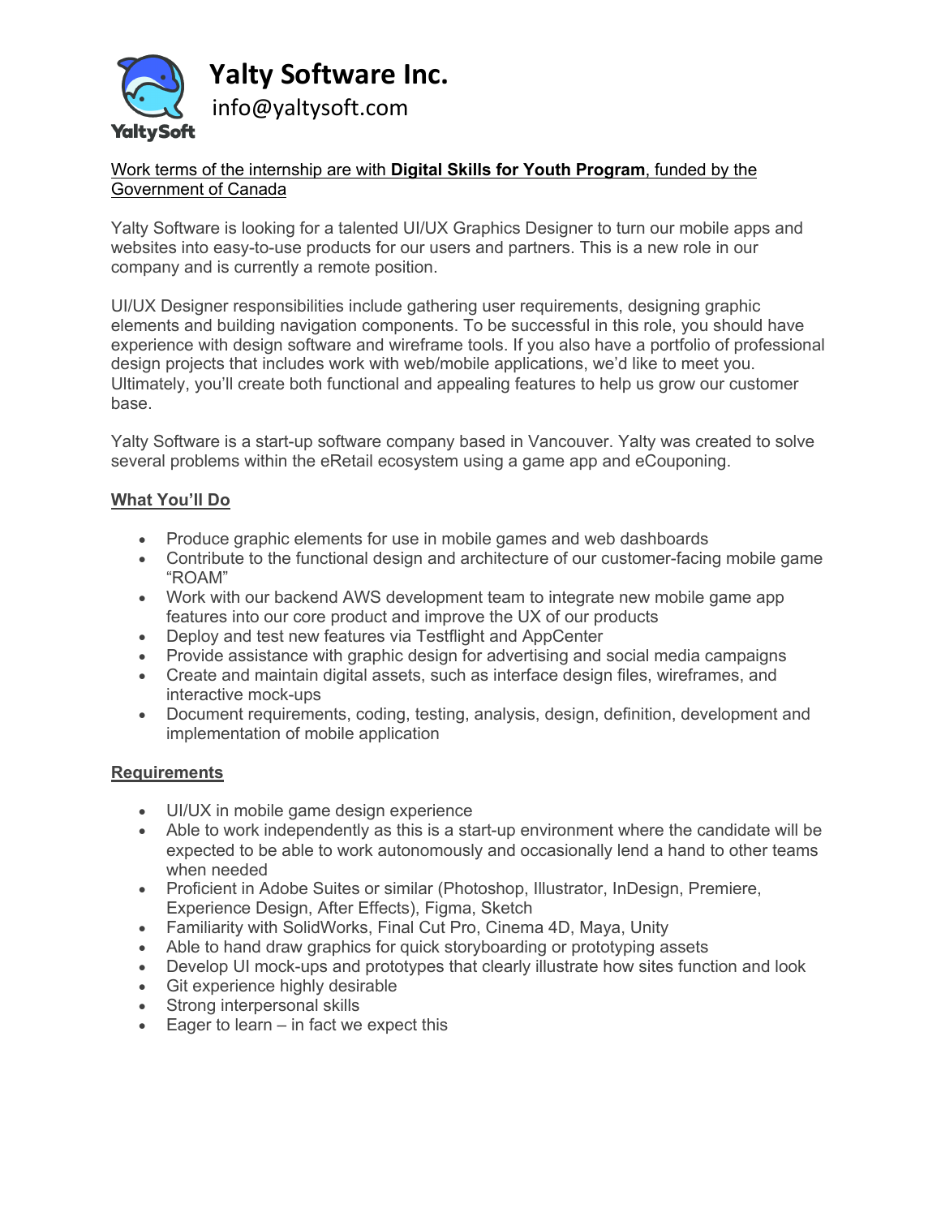# Yalty Software Inc.

info@yaltysoft.com

Work terms of the internship are with **Digital Skills for Youth Program**, funded by the Government of Canada

Yalty Software is looking for a talented UI/UX Graphics Designer to turn our mobile apps and websites into easy-to-use products for our users and partners. This is a new role in our company and is currently a remote position.

UI/UX Designer responsibilities include gathering user requirements, designing graphic elements and building navigation components. To be successful in this role, you should have experience with design software and wireframe tools. If you also have a portfolio of professional design projects that includes work with web/mobile applications, we'd like to meet you. Ultimately, you'll create both functional and appealing features to help us grow our customer base.

Yalty Software is a start-up software company based in Vancouver. Yalty was created to solve several problems within the eRetail ecosystem using a game app and eCouponing.

## What You'll Do

- Produce graphic elements for use in mobile games and web dashboards
- Contribute to the functional design and architecture of our customer-facing mobile game "ROAM"
- Work with our backend AWS development team to integrate new mobile game app features into our core product and improve the UX of our products
- Deploy and test new features via Testflight and AppCenter
- Provide assistance with graphic design for advertising and social media campaigns
- Create and maintain digital assets, such as interface design files, wireframes, and interactive mock-ups
- Document requirements, coding, testing, analysis, design, definition, development and implementation of mobile application

## Requirements

- UI/UX in mobile game design experience
- Able to work independently as this is a start-up environment where the candidate will be expected to be able to work autonomously and occasionally lend a hand to other teams when needed
- Proficient in Adobe Suites or similar (Photoshop, Illustrator, InDesign, Premiere, Experience Design, After Effects), Figma, Sketch
- Familiarity with SolidWorks, Final Cut Pro, Cinema 4D, Maya, Unity
- Able to hand draw graphics for quick storyboarding or prototyping assets
- Develop UI mock-ups and prototypes that clearly illustrate how sites function and look
- Git experience highly desirable
- Strong interpersonal skills
- Eager to learn – in fact we expect this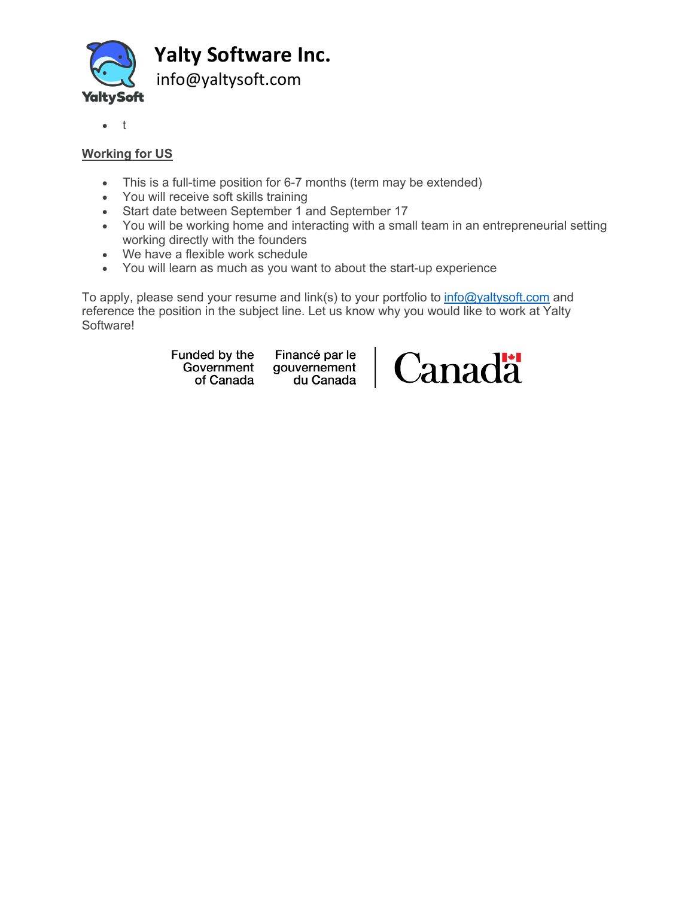# Yalty Software Inc.

info@yaltysoft.com

- t

**Working for US**

- This is a full-time position for 6-7 months (term may be extended)
- You will receive soft skills training
- Start date between September 1 and September 17
- You will be working home and interacting with a small team in an entrepreneurial setting working directly with the founders
- We have a flexible work schedule
- You will learn as much as you want to about the start-up experience

To apply, please send your resume and link(s) to your portfolio to info@yaltysoft.com and reference the position in the subject line. Let us know why you would like to work at Yalty Software!

Funded by the Government of Canada | Financé par le gouvernement du Canada | Canada